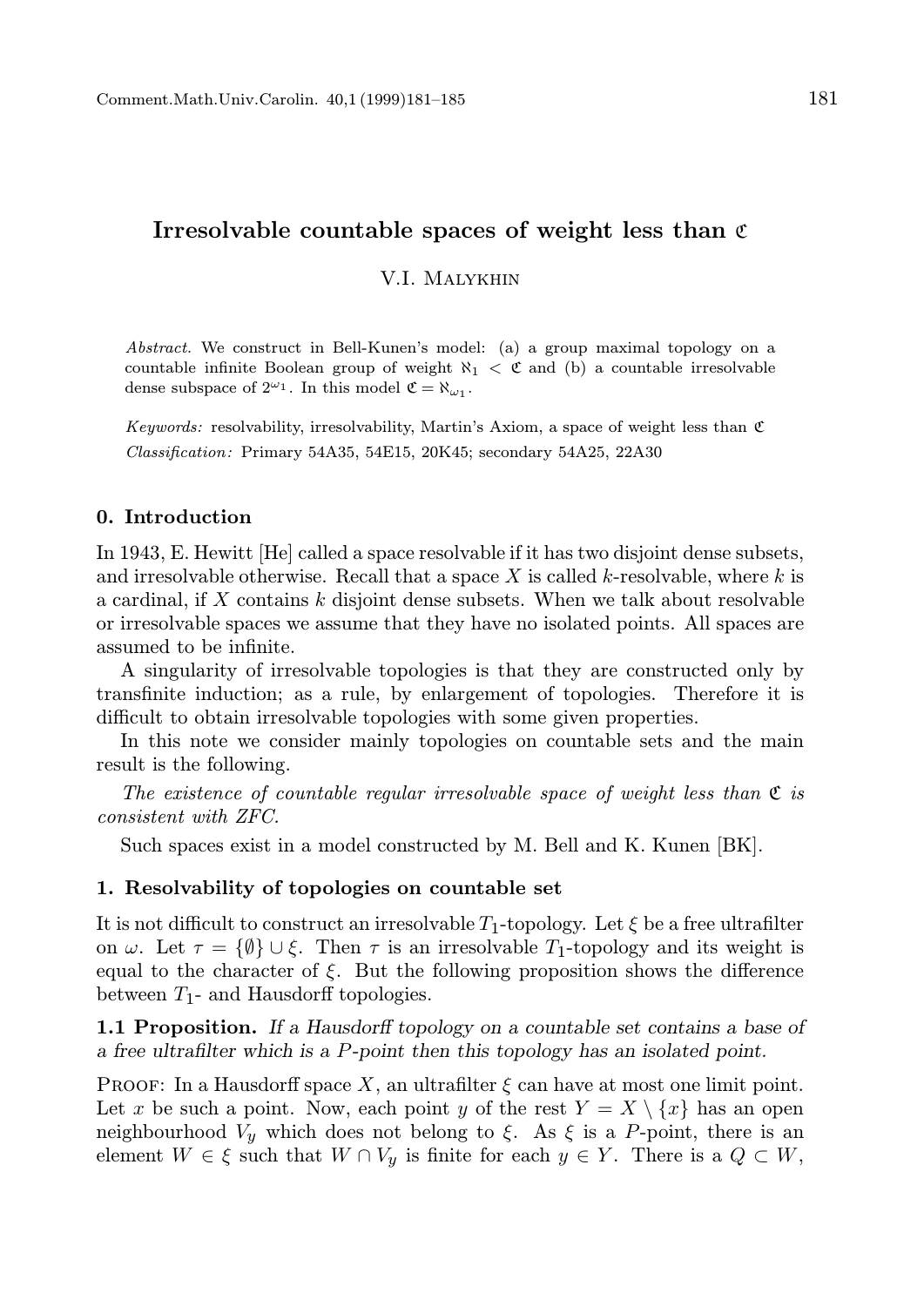# Irresolvable countable spaces of weight less than $\mathfrak{C}$

V.I. Malykhin

*Abstract.* We construct in Bell-Kunen's model: (a) a group maximal topology on a countable infinite Boolean group of weight $\aleph_1 < \mathfrak{C}$ and (b) a countable irresolvable dense subspace of $2^{\omega_1}$. In this model $\mathfrak{C} = \aleph_{\omega_1}$.

*Keywords:* resolvability, irresolvability, Martin's Axiom, a space of weight less than $\mathfrak{C}$

*Classification:* Primary 54A35, 54E15, 20K45; secondary 54A25, 22A30

## 0. Introduction

In 1943, E. Hewitt [He] called a space resolvable if it has two disjoint dense subsets, and irresolvable otherwise. Recall that a space $X$ is called $k$-resolvable, where $k$ is a cardinal, if $X$ contains $k$ disjoint dense subsets. When we talk about resolvable or irresolvable spaces we assume that they have no isolated points. All spaces are assumed to be infinite.

A singularity of irresolvable topologies is that they are constructed only by transfinite induction; as a rule, by enlargement of topologies. Therefore it is difficult to obtain irresolvable topologies with some given properties.

In this note we consider mainly topologies on countable sets and the main result is the following.

*The existence of countable regular irresolvable space of weight less than $\mathfrak{C}$ is consistent with ZFC.*

Such spaces exist in a model constructed by M. Bell and K. Kunen [BK].

## 1. Resolvability of topologies on countable set

It is not difficult to construct an irresolvable $T_1$-topology. Let $\xi$ be a free ultrafilter on $\omega$. Let $\tau = \{\emptyset\} \cup \xi$. Then $\tau$ is an irresolvable $T_1$-topology and its weight is equal to the character of $\xi$. But the following proposition shows the difference between $T_1$- and Hausdorff topologies.

**1.1 Proposition.** *If a Hausdorff topology on a countable set contains a base of a free ultrafilter which is a $P$-point then this topology has an isolated point.*

Proof: In a Hausdorff space $X$, an ultrafilter $\xi$ can have at most one limit point. Let $x$ be such a point. Now, each point $y$ of the rest $Y = X \setminus \{x\}$ has an open neighbourhood $V_y$ which does not belong to $\xi$. As $\xi$ is a $P$-point, there is an element $W \in \xi$ such that $W \cap V_y$ is finite for each $y \in Y$. There is a $Q \subset W$,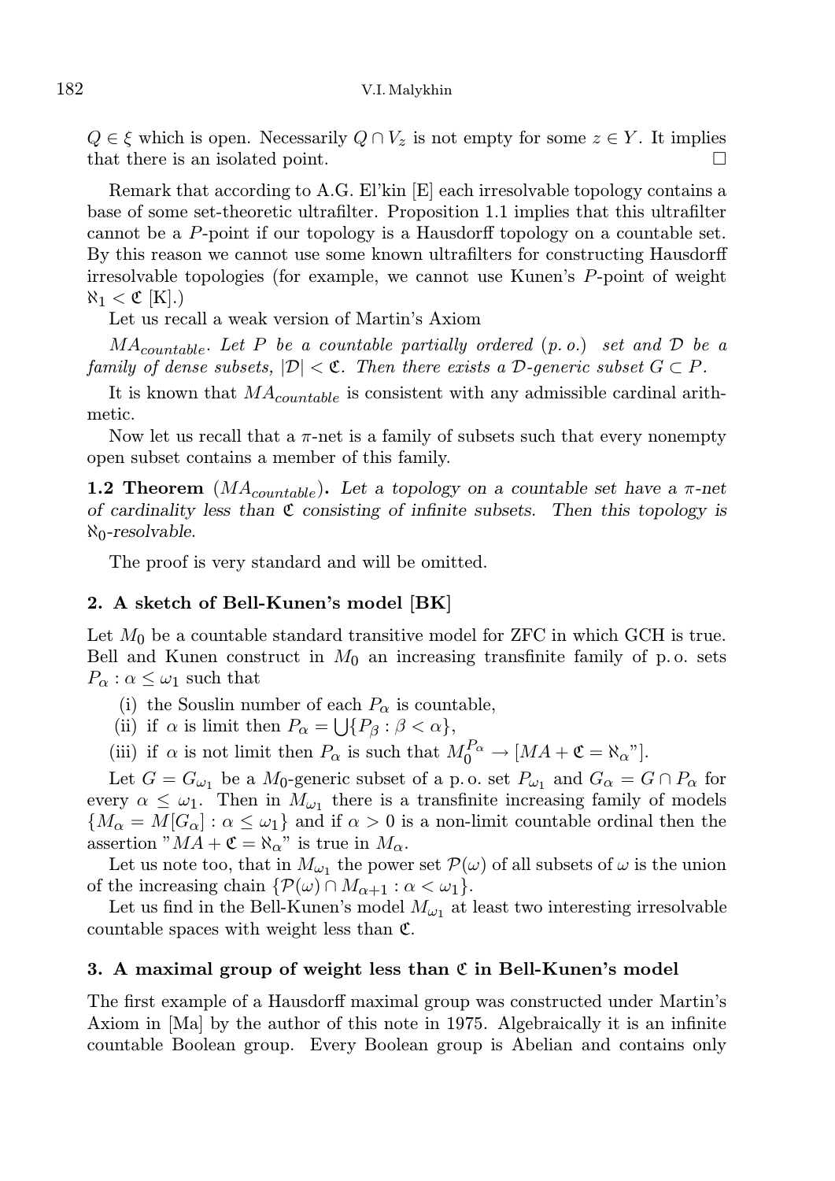$Q \in \xi$ which is open. Necessarily $Q \cap V_z$ is not empty for some $z \in Y$. It implies that there is an isolated point. $\square$

Remark that according to A.G. El'kin [E] each irresolvable topology contains a base of some set-theoretic ultrafilter. Proposition 1.1 implies that this ultrafilter cannot be a $P$-point if our topology is a Hausdorff topology on a countable set. By this reason we cannot use some known ultrafilters for constructing Hausdorff irresolvable topologies (for example, we cannot use Kunen's $P$-point of weight $\aleph_1 < \mathfrak{C}$ [K].)

Let us recall a weak version of Martin's Axiom

$MA_{countable}$. *Let $P$ be a countable partially ordered (p. o.) set and $\mathcal{D}$ be a family of dense subsets, $|\mathcal{D}| < \mathfrak{C}$. Then there exists a $\mathcal{D}$-generic subset $G \subset P$.*

It is known that $MA_{countable}$ is consistent with any admissible cardinal arithmetic.

Now let us recall that a $\pi$-net is a family of subsets such that every nonempty open subset contains a member of this family.

**1.2 Theorem** ($MA_{countable}$). *Let a topology on a countable set have a $\pi$-net of cardinality less than $\mathfrak{C}$ consisting of infinite subsets. Then this topology is $\aleph_0$-resolvable.*

The proof is very standard and will be omitted.

## 2. A sketch of Bell-Kunen's model [BK]

Let $M_0$ be a countable standard transitive model for ZFC in which GCH is true. Bell and Kunen construct in $M_0$ an increasing transfinite family of p. o. sets $P_\alpha : \alpha \leq \omega_1$ such that

(i) the Souslin number of each $P_\alpha$ is countable,

(ii) if $\alpha$ is limit then $P_\alpha = \bigcup\{P_\beta : \beta < \alpha\}$,

(iii) if $\alpha$ is not limit then $P_\alpha$ is such that $M_0^{P_\alpha} \to [MA + \mathfrak{C} = \aleph_\alpha$"].

Let $G = G_{\omega_1}$ be a $M_0$-generic subset of a p. o. set $P_{\omega_1}$ and $G_\alpha = G \cap P_\alpha$ for every $\alpha \leq \omega_1$. Then in $M_{\omega_1}$ there is a transfinite increasing family of models $\{M_\alpha = M[G_\alpha] : \alpha \leq \omega_1\}$ and if $\alpha > 0$ is a non-limit countable ordinal then the assertion "$MA + \mathfrak{C} = \aleph_\alpha$" is true in $M_\alpha$.

Let us note too, that in $M_{\omega_1}$ the power set $\mathcal{P}(\omega)$ of all subsets of $\omega$ is the union of the increasing chain $\{\mathcal{P}(\omega) \cap M_{\alpha+1} : \alpha < \omega_1\}$.

Let us find in the Bell-Kunen's model $M_{\omega_1}$ at least two interesting irresolvable countable spaces with weight less than $\mathfrak{C}$.

## 3. A maximal group of weight less than $\mathfrak{C}$ in Bell-Kunen's model

The first example of a Hausdorff maximal group was constructed under Martin's Axiom in [Ma] by the author of this note in 1975. Algebraically it is an infinite countable Boolean group. Every Boolean group is Abelian and contains only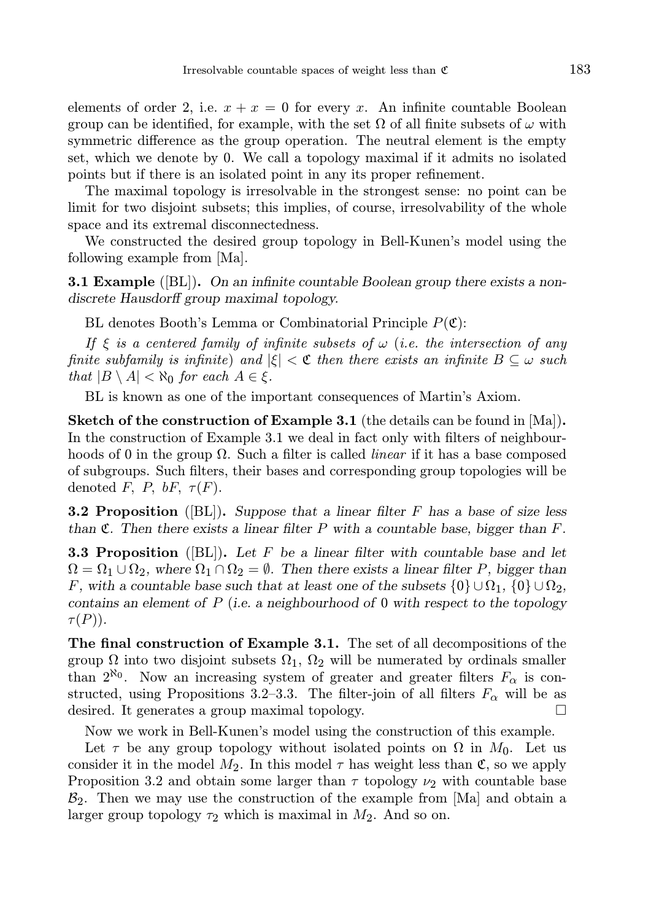elements of order 2, i.e. $x + x = 0$ for every $x$. An infinite countable Boolean group can be identified, for example, with the set $\Omega$ of all finite subsets of $\omega$ with symmetric difference as the group operation. The neutral element is the empty set, which we denote by 0. We call a topology maximal if it admits no isolated points but if there is an isolated point in any its proper refinement.

The maximal topology is irresolvable in the strongest sense: no point can be limit for two disjoint subsets; this implies, of course, irresolvability of the whole space and its extremal disconnectedness.

We constructed the desired group topology in Bell-Kunen's model using the following example from [Ma].

**3.1 Example** ([BL]). *On an infinite countable Boolean group there exists a non-discrete Hausdorff group maximal topology.*

BL denotes Booth's Lemma or Combinatorial Principle $P(\mathfrak{C})$:

*If $\xi$ is a centered family of infinite subsets of $\omega$ (i.e. the intersection of any finite subfamily is infinite) and $|\xi| < \mathfrak{C}$ then there exists an infinite $B \subseteq \omega$ such that $|B \setminus A| < \aleph_0$ for each $A \in \xi$.*

BL is known as one of the important consequences of Martin's Axiom.

**Sketch of the construction of Example 3.1** (the details can be found in [Ma]). In the construction of Example 3.1 we deal in fact only with filters of neighbourhoods of 0 in the group $\Omega$. Such a filter is called *linear* if it has a base composed of subgroups. Such filters, their bases and corresponding group topologies will be denoted $F$, $P$, $bF$, $\tau(F)$.

**3.2 Proposition** ([BL]). *Suppose that a linear filter $F$ has a base of size less than $\mathfrak{C}$. Then there exists a linear filter $P$ with a countable base, bigger than $F$.*

**3.3 Proposition** ([BL]). *Let $F$ be a linear filter with countable base and let $\Omega = \Omega_1 \cup \Omega_2$, where $\Omega_1 \cap \Omega_2 = \emptyset$. Then there exists a linear filter $P$, bigger than $F$, with a countable base such that at least one of the subsets $\{0\} \cup \Omega_1$, $\{0\} \cup \Omega_2$, contains an element of $P$ (i.e. a neighbourhood of 0 with respect to the topology $\tau(P)$).*

**The final construction of Example 3.1.** The set of all decompositions of the group $\Omega$ into two disjoint subsets $\Omega_1$, $\Omega_2$ will be numerated by ordinals smaller than $2^{\aleph_0}$. Now an increasing system of greater and greater filters $F_\alpha$ is constructed, using Propositions 3.2–3.3. The filter-join of all filters $F_\alpha$ will be as desired. It generates a group maximal topology. $\square$

Now we work in Bell-Kunen's model using the construction of this example.

Let $\tau$ be any group topology without isolated points on $\Omega$ in $M_0$. Let us consider it in the model $M_2$. In this model $\tau$ has weight less than $\mathfrak{C}$, so we apply Proposition 3.2 and obtain some larger than $\tau$ topology $\nu_2$ with countable base $\mathcal{B}_2$. Then we may use the construction of the example from [Ma] and obtain a larger group topology $\tau_2$ which is maximal in $M_2$. And so on.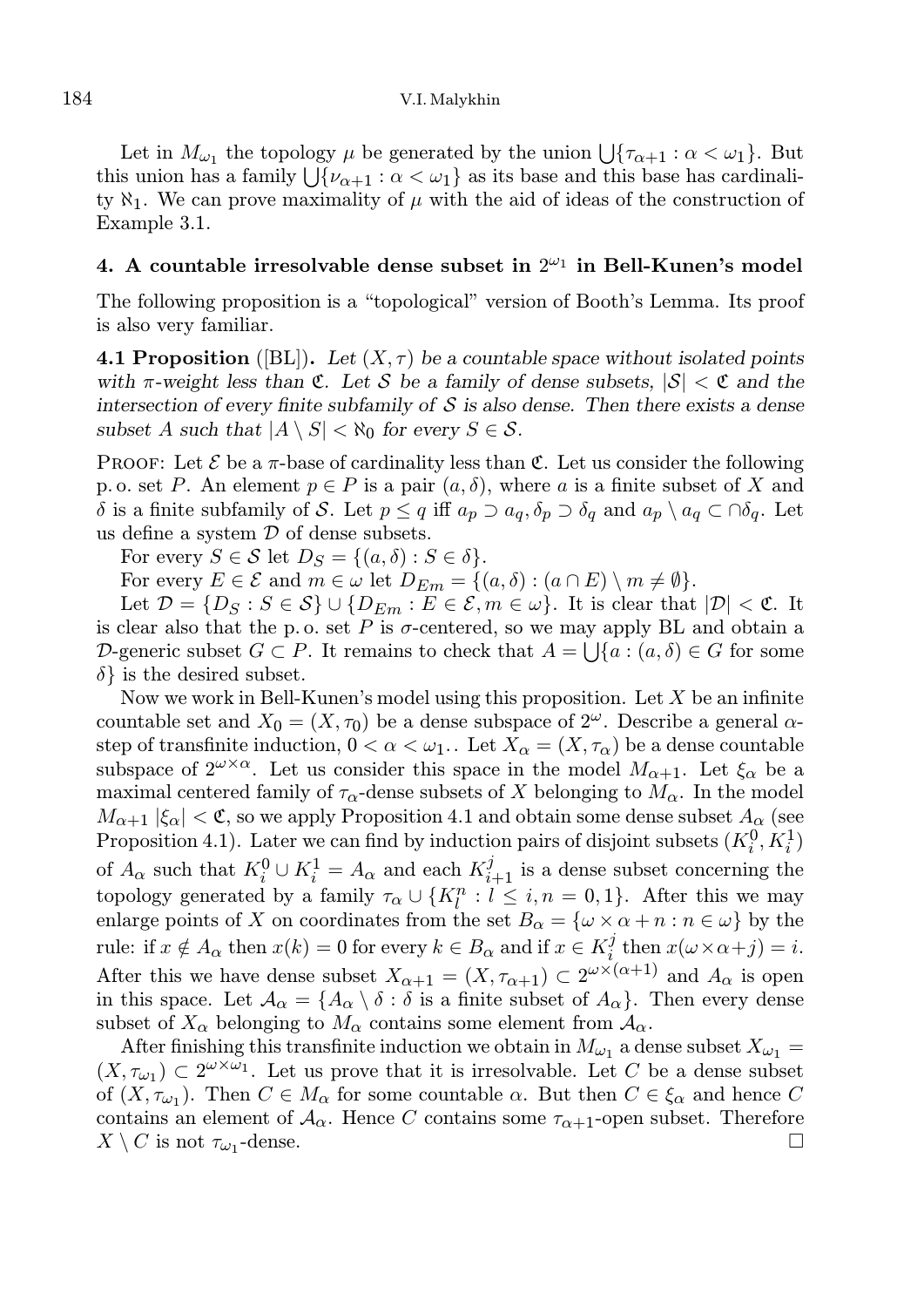Let in $M_{\omega_1}$ the topology $\mu$ be generated by the union $\bigcup\{\tau_{\alpha+1} : \alpha < \omega_1\}$. But this union has a family $\bigcup\{\nu_{\alpha+1} : \alpha < \omega_1\}$ as its base and this base has cardinality $\aleph_1$. We can prove maximality of $\mu$ with the aid of ideas of the construction of Example 3.1.

## 4. A countable irresolvable dense subset in $2^{\omega_1}$ in Bell-Kunen's model

The following proposition is a "topological" version of Booth's Lemma. Its proof is also very familiar.

**4.1 Proposition** ([BL]). *Let $(X, \tau)$ be a countable space without isolated points with $\pi$-weight less than $\mathfrak{C}$. Let $\mathcal{S}$ be a family of dense subsets, $|\mathcal{S}| < \mathfrak{C}$ and the intersection of every finite subfamily of $\mathcal{S}$ is also dense. Then there exists a dense subset $A$ such that $|A \setminus S| < \aleph_0$ for every $S \in \mathcal{S}$.*

Proof: Let $\mathcal{E}$ be a $\pi$-base of cardinality less than $\mathfrak{C}$. Let us consider the following p. o. set $P$. An element $p \in P$ is a pair $(a, \delta)$, where $a$ is a finite subset of $X$ and $\delta$ is a finite subfamily of $\mathcal{S}$. Let $p \leq q$ iff $a_p \supset a_q, \delta_p \supset \delta_q$ and $a_p \setminus a_q \subset \cap\delta_q$. Let us define a system $\mathcal{D}$ of dense subsets.

For every $S \in \mathcal{S}$ let $D_S = \{(a, \delta) : S \in \delta\}$.

For every $E \in \mathcal{E}$ and $m \in \omega$ let $D_{Em} = \{(a, \delta) : (a \cap E) \setminus m \neq \emptyset\}$.

Let $\mathcal{D} = \{D_S : S \in \mathcal{S}\} \cup \{D_{Em} : E \in \mathcal{E}, m \in \omega\}$. It is clear that $|\mathcal{D}| < \mathfrak{C}$. It is clear also that the p. o. set $P$ is $\sigma$-centered, so we may apply BL and obtain a $\mathcal{D}$-generic subset $G \subset P$. It remains to check that $A = \bigcup\{a : (a, \delta) \in G$ for some $\delta\}$ is the desired subset.

Now we work in Bell-Kunen's model using this proposition. Let $X$ be an infinite countable set and $X_0 = (X, \tau_0)$ be a dense subspace of $2^\omega$. Describe a general $\alpha$-step of transfinite induction, $0 < \alpha < \omega_1$.. Let $X_\alpha = (X, \tau_\alpha)$ be a dense countable subspace of $2^{\omega \times \alpha}$. Let us consider this space in the model $M_{\alpha+1}$. Let $\xi_\alpha$ be a maximal centered family of $\tau_\alpha$-dense subsets of $X$ belonging to $M_\alpha$. In the model $M_{\alpha+1}$ $|\xi_\alpha| < \mathfrak{C}$, so we apply Proposition 4.1 and obtain some dense subset $A_\alpha$ (see Proposition 4.1). Later we can find by induction pairs of disjoint subsets $(K_i^0, K_i^1)$ of $A_\alpha$ such that $K_i^0 \cup K_i^1 = A_\alpha$ and each $K_{i+1}^j$ is a dense subset concerning the topology generated by a family $\tau_\alpha \cup \{K_l^n : l \leq i, n = 0, 1\}$. After this we may enlarge points of $X$ on coordinates from the set $B_\alpha = \{\omega \times \alpha + n : n \in \omega\}$ by the rule: if $x \notin A_\alpha$ then $x(k) = 0$ for every $k \in B_\alpha$ and if $x \in K_i^j$ then $x(\omega \times \alpha + j) = i$. After this we have dense subset $X_{\alpha+1} = (X, \tau_{\alpha+1}) \subset 2^{\omega \times (\alpha+1)}$ and $A_\alpha$ is open in this space. Let $\mathcal{A}_\alpha = \{A_\alpha \setminus \delta : \delta$ is a finite subset of $A_\alpha\}$. Then every dense subset of $X_\alpha$ belonging to $M_\alpha$ contains some element from $\mathcal{A}_\alpha$.

After finishing this transfinite induction we obtain in $M_{\omega_1}$ a dense subset $X_{\omega_1} = (X, \tau_{\omega_1}) \subset 2^{\omega \times \omega_1}$. Let us prove that it is irresolvable. Let $C$ be a dense subset of $(X, \tau_{\omega_1})$. Then $C \in M_\alpha$ for some countable $\alpha$. But then $C \in \xi_\alpha$ and hence $C$ contains an element of $\mathcal{A}_\alpha$. Hence $C$ contains some $\tau_{\alpha+1}$-open subset. Therefore $X \setminus C$ is not $\tau_{\omega_1}$-dense. □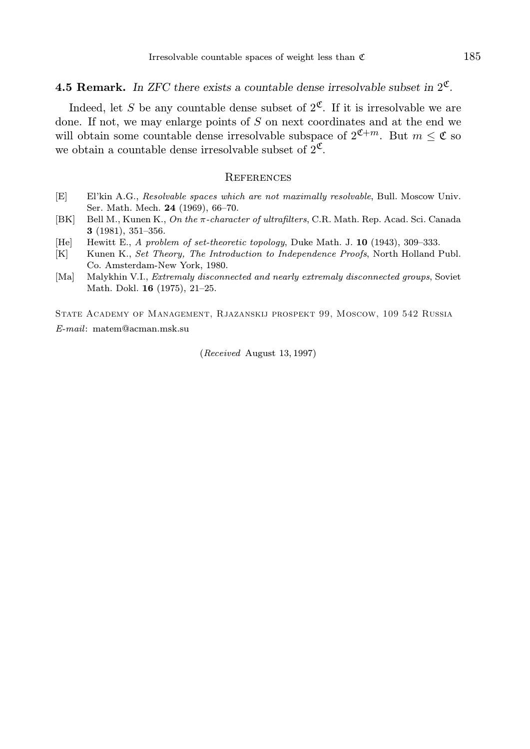**4.5 Remark.** *In ZFC there exists a countable dense irresolvable subset in* $2^{\mathfrak{c}}$*.*

Indeed, let $S$ be any countable dense subset of $2^{\mathfrak{c}}$. If it is irresolvable we are done. If not, we may enlarge points of $S$ on next coordinates and at the end we will obtain some countable dense irresolvable subspace of $2^{\mathfrak{c}+m}$. But $m \leq \mathfrak{c}$ so we obtain a countable dense irresolvable subset of $2^{\mathfrak{c}}$.

## References

[E] El'kin A.G., *Resolvable spaces which are not maximally resolvable*, Bull. Moscow Univ. Ser. Math. Mech. **24** (1969), 66–70.

[BK] Bell M., Kunen K., *On the $\pi$-character of ultrafilters*, C.R. Math. Rep. Acad. Sci. Canada **3** (1981), 351–356.

[He] Hewitt E., *A problem of set-theoretic topology*, Duke Math. J. **10** (1943), 309–333.

[K] Kunen K., *Set Theory, The Introduction to Independence Proofs*, North Holland Publ. Co. Amsterdam-New York, 1980.

[Ma] Malykhin V.I., *Extremaly disconnected and nearly extremaly disconnected groups*, Soviet Math. Dokl. **16** (1975), 21–25.

State Academy of Management, Rjazanskij prospekt 99, Moscow, 109 542 Russia

*E-mail*: matem@acman.msk.su

(*Received* August 13, 1997)